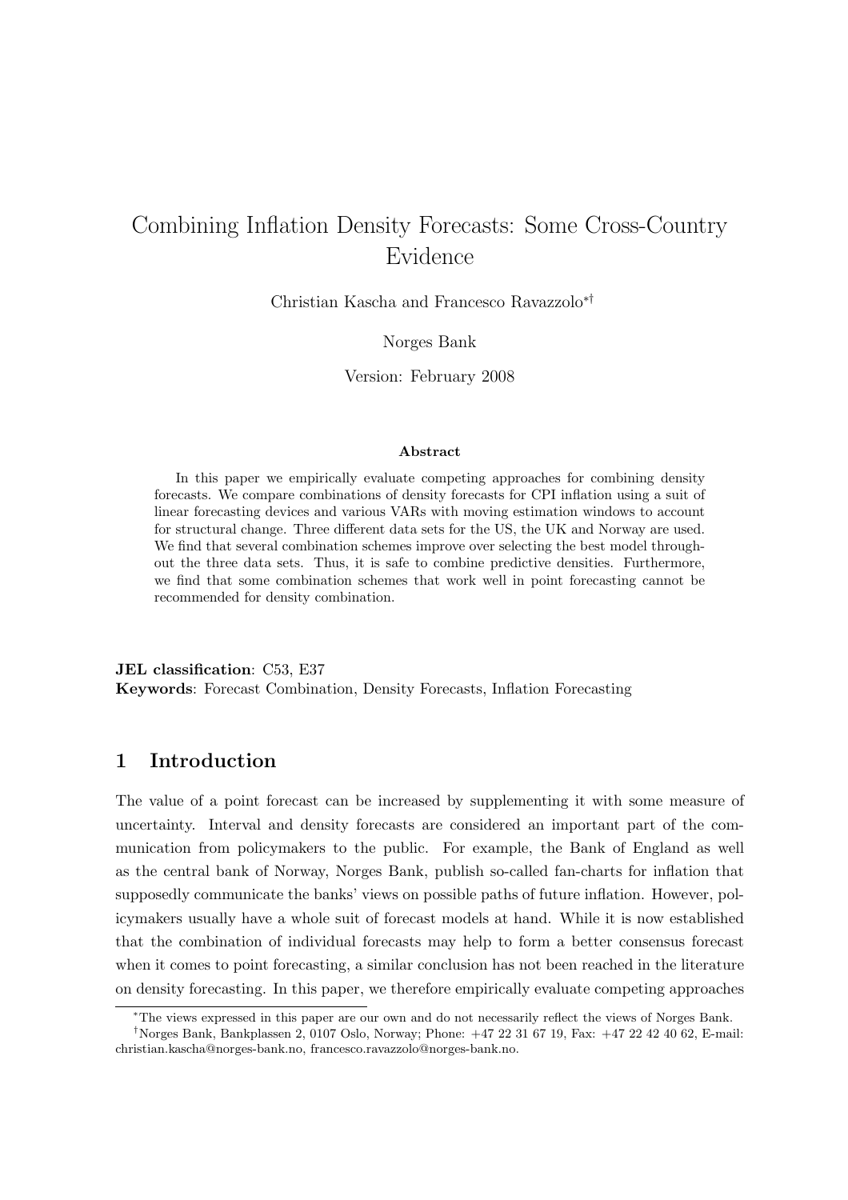# Combining Inflation Density Forecasts: Some Cross-Country Evidence

Christian Kascha and Francesco Ravazzolo[*][†]

Norges Bank

Version: February 2008

**Abstract**

In this paper we empirically evaluate competing approaches for combining density forecasts. We compare combinations of density forecasts for CPI inflation using a suit of linear forecasting devices and various VARs with moving estimation windows to account for structural change. Three different data sets for the US, the UK and Norway are used. We find that several combination schemes improve over selecting the best model throughout the three data sets. Thus, it is safe to combine predictive densities. Furthermore, we find that some combination schemes that work well in point forecasting cannot be recommended for density combination.

**JEL classification**: C53, E37

**Keywords**: Forecast Combination, Density Forecasts, Inflation Forecasting

## 1 Introduction

The value of a point forecast can be increased by supplementing it with some measure of uncertainty. Interval and density forecasts are considered an important part of the communication from policymakers to the public. For example, the Bank of England as well as the central bank of Norway, Norges Bank, publish so-called fan-charts for inflation that supposedly communicate the banks' views on possible paths of future inflation. However, policymakers usually have a whole suit of forecast models at hand. While it is now established that the combination of individual forecasts may help to form a better consensus forecast when it comes to point forecasting, a similar conclusion has not been reached in the literature on density forecasting. In this paper, we therefore empirically evaluate competing approaches

[*]The views expressed in this paper are our own and do not necessarily reflect the views of Norges Bank.

[†]Norges Bank, Bankplassen 2, 0107 Oslo, Norway; Phone: +47 22 31 67 19, Fax: +47 22 42 40 62, E-mail: christian.kascha@norges-bank.no, francesco.ravazzolo@norges-bank.no.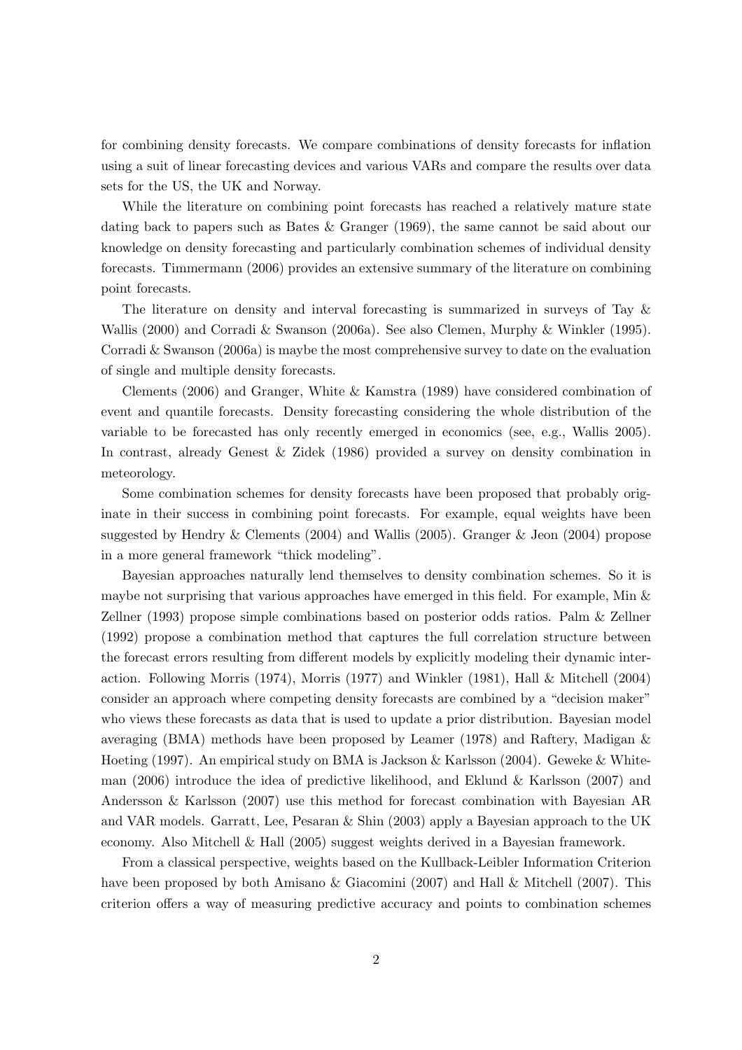for combining density forecasts. We compare combinations of density forecasts for inflation using a suit of linear forecasting devices and various VARs and compare the results over data sets for the US, the UK and Norway.

While the literature on combining point forecasts has reached a relatively mature state dating back to papers such as Bates & Granger (1969), the same cannot be said about our knowledge on density forecasting and particularly combination schemes of individual density forecasts. Timmermann (2006) provides an extensive summary of the literature on combining point forecasts.

The literature on density and interval forecasting is summarized in surveys of Tay & Wallis (2000) and Corradi & Swanson (2006a). See also Clemen, Murphy & Winkler (1995). Corradi & Swanson (2006a) is maybe the most comprehensive survey to date on the evaluation of single and multiple density forecasts.

Clements (2006) and Granger, White & Kamstra (1989) have considered combination of event and quantile forecasts. Density forecasting considering the whole distribution of the variable to be forecasted has only recently emerged in economics (see, e.g., Wallis 2005). In contrast, already Genest & Zidek (1986) provided a survey on density combination in meteorology.

Some combination schemes for density forecasts have been proposed that probably originate in their success in combining point forecasts. For example, equal weights have been suggested by Hendry & Clements (2004) and Wallis (2005). Granger & Jeon (2004) propose in a more general framework "thick modeling".

Bayesian approaches naturally lend themselves to density combination schemes. So it is maybe not surprising that various approaches have emerged in this field. For example, Min & Zellner (1993) propose simple combinations based on posterior odds ratios. Palm & Zellner (1992) propose a combination method that captures the full correlation structure between the forecast errors resulting from different models by explicitly modeling their dynamic interaction. Following Morris (1974), Morris (1977) and Winkler (1981), Hall & Mitchell (2004) consider an approach where competing density forecasts are combined by a "decision maker" who views these forecasts as data that is used to update a prior distribution. Bayesian model averaging (BMA) methods have been proposed by Leamer (1978) and Raftery, Madigan & Hoeting (1997). An empirical study on BMA is Jackson & Karlsson (2004). Geweke & Whiteman (2006) introduce the idea of predictive likelihood, and Eklund & Karlsson (2007) and Andersson & Karlsson (2007) use this method for forecast combination with Bayesian AR and VAR models. Garratt, Lee, Pesaran & Shin (2003) apply a Bayesian approach to the UK economy. Also Mitchell & Hall (2005) suggest weights derived in a Bayesian framework.

From a classical perspective, weights based on the Kullback-Leibler Information Criterion have been proposed by both Amisano & Giacomini (2007) and Hall & Mitchell (2007). This criterion offers a way of measuring predictive accuracy and points to combination schemes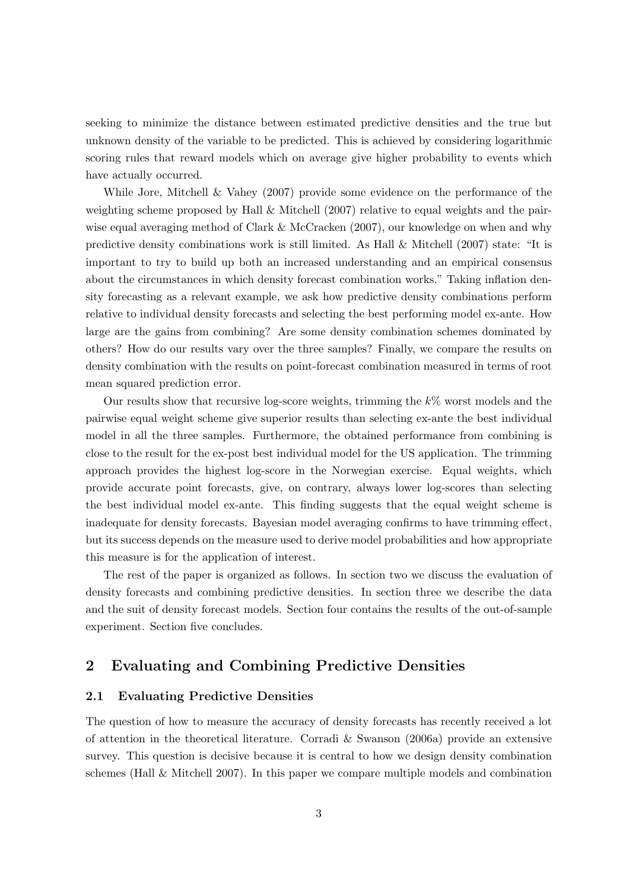seeking to minimize the distance between estimated predictive densities and the true but unknown density of the variable to be predicted. This is achieved by considering logarithmic scoring rules that reward models which on average give higher probability to events which have actually occurred.

While Jore, Mitchell & Vahey (2007) provide some evidence on the performance of the weighting scheme proposed by Hall & Mitchell (2007) relative to equal weights and the pairwise equal averaging method of Clark & McCracken (2007), our knowledge on when and why predictive density combinations work is still limited. As Hall & Mitchell (2007) state: "It is important to try to build up both an increased understanding and an empirical consensus about the circumstances in which density forecast combination works." Taking inflation density forecasting as a relevant example, we ask how predictive density combinations perform relative to individual density forecasts and selecting the best performing model ex-ante. How large are the gains from combining? Are some density combination schemes dominated by others? How do our results vary over the three samples? Finally, we compare the results on density combination with the results on point-forecast combination measured in terms of root mean squared prediction error.

Our results show that recursive log-score weights, trimming the $k$% worst models and the pairwise equal weight scheme give superior results than selecting ex-ante the best individual model in all the three samples. Furthermore, the obtained performance from combining is close to the result for the ex-post best individual model for the US application. The trimming approach provides the highest log-score in the Norwegian exercise. Equal weights, which provide accurate point forecasts, give, on contrary, always lower log-scores than selecting the best individual model ex-ante. This finding suggests that the equal weight scheme is inadequate for density forecasts. Bayesian model averaging confirms to have trimming effect, but its success depends on the measure used to derive model probabilities and how appropriate this measure is for the application of interest.

The rest of the paper is organized as follows. In section two we discuss the evaluation of density forecasts and combining predictive densities. In section three we describe the data and the suit of density forecast models. Section four contains the results of the out-of-sample experiment. Section five concludes.

## 2 Evaluating and Combining Predictive Densities

### 2.1 Evaluating Predictive Densities

The question of how to measure the accuracy of density forecasts has recently received a lot of attention in the theoretical literature. Corradi & Swanson (2006a) provide an extensive survey. This question is decisive because it is central to how we design density combination schemes (Hall & Mitchell 2007). In this paper we compare multiple models and combination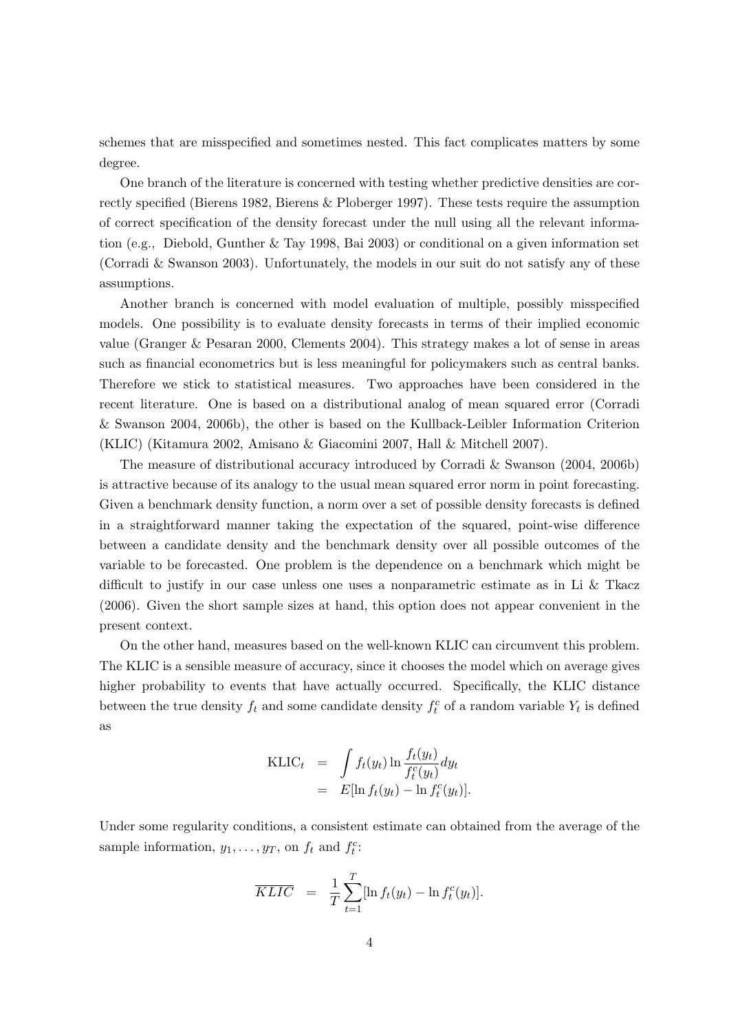schemes that are misspecified and sometimes nested. This fact complicates matters by some degree.

One branch of the literature is concerned with testing whether predictive densities are correctly specified (Bierens 1982, Bierens & Ploberger 1997). These tests require the assumption of correct specification of the density forecast under the null using all the relevant information (e.g., Diebold, Gunther & Tay 1998, Bai 2003) or conditional on a given information set (Corradi & Swanson 2003). Unfortunately, the models in our suit do not satisfy any of these assumptions.

Another branch is concerned with model evaluation of multiple, possibly misspecified models. One possibility is to evaluate density forecasts in terms of their implied economic value (Granger & Pesaran 2000, Clements 2004). This strategy makes a lot of sense in areas such as financial econometrics but is less meaningful for policymakers such as central banks. Therefore we stick to statistical measures. Two approaches have been considered in the recent literature. One is based on a distributional analog of mean squared error (Corradi & Swanson 2004, 2006b), the other is based on the Kullback-Leibler Information Criterion (KLIC) (Kitamura 2002, Amisano & Giacomini 2007, Hall & Mitchell 2007).

The measure of distributional accuracy introduced by Corradi & Swanson (2004, 2006b) is attractive because of its analogy to the usual mean squared error norm in point forecasting. Given a benchmark density function, a norm over a set of possible density forecasts is defined in a straightforward manner taking the expectation of the squared, point-wise difference between a candidate density and the benchmark density over all possible outcomes of the variable to be forecasted. One problem is the dependence on a benchmark which might be difficult to justify in our case unless one uses a nonparametric estimate as in Li & Tkacz (2006). Given the short sample sizes at hand, this option does not appear convenient in the present context.

On the other hand, measures based on the well-known KLIC can circumvent this problem. The KLIC is a sensible measure of accuracy, since it chooses the model which on average gives higher probability to events that have actually occurred. Specifically, the KLIC distance between the true density $f_t$ and some candidate density $f_t^c$ of a random variable $Y_t$ is defined as

$$
\begin{aligned}
\mathrm{KLIC}_t &= \int f_t(y_t) \ln \frac{f_t(y_t)}{f_t^c(y_t)} dy_t \\
&= E[\ln f_t(y_t) - \ln f_t^c(y_t)].
\end{aligned}
$$

Under some regularity conditions, a consistent estimate can obtained from the average of the sample information, $y_1, \ldots, y_T$, on $f_t$ and $f_t^c$:

$$
\overline{KLIC} = \frac{1}{T} \sum_{t=1}^{T} [\ln f_t(y_t) - \ln f_t^c(y_t)].
$$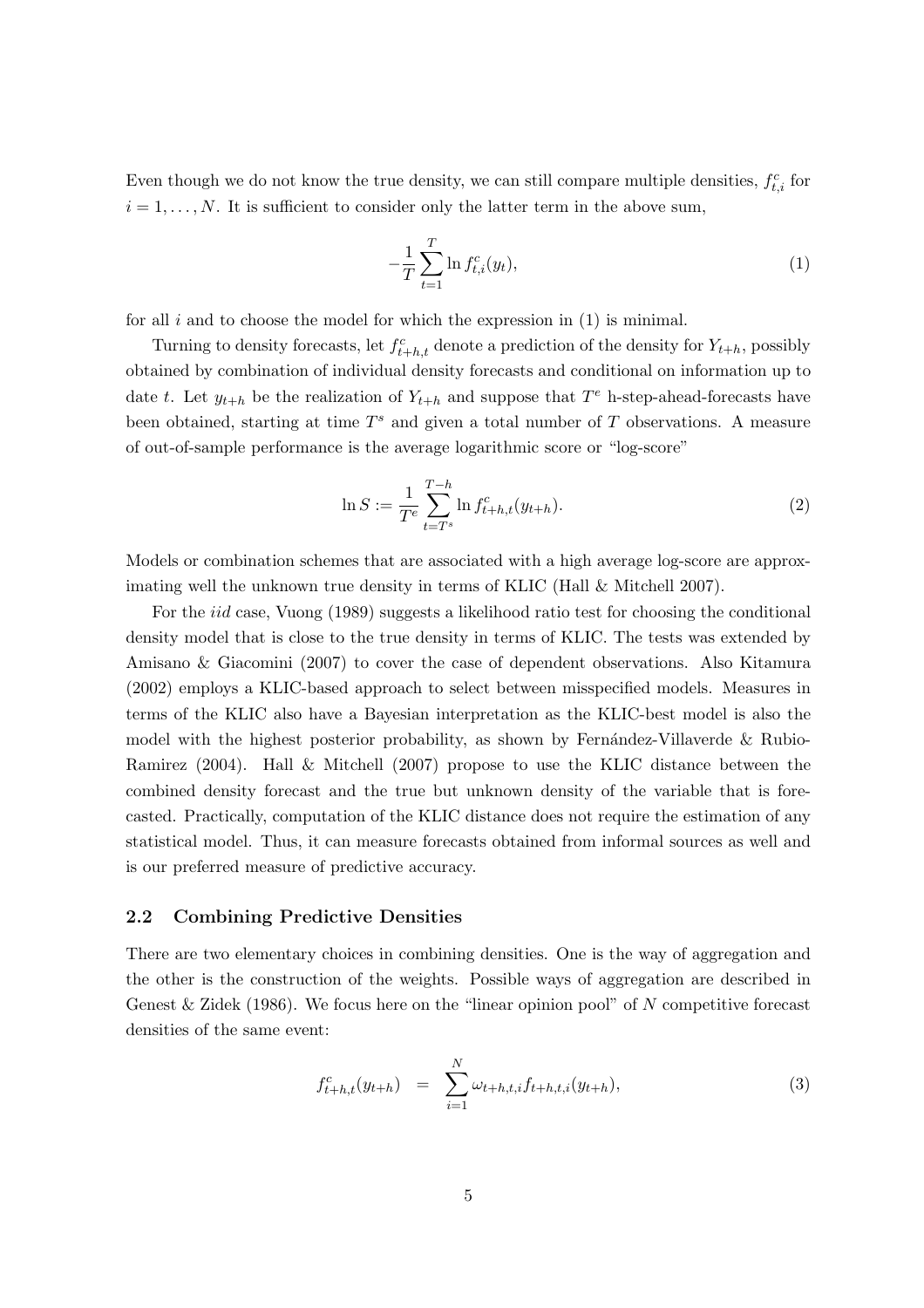Even though we do not know the true density, we can still compare multiple densities, $f_{t,i}^c$ for $i = 1, \ldots, N$. It is sufficient to consider only the latter term in the above sum,

$$-\frac{1}{T}\sum_{t=1}^{T} \ln f_{t,i}^c(y_t), \tag{1}$$

for all $i$ and to choose the model for which the expression in (1) is minimal.

Turning to density forecasts, let $f_{t+h,t}^c$ denote a prediction of the density for $Y_{t+h}$, possibly obtained by combination of individual density forecasts and conditional on information up to date $t$. Let $y_{t+h}$ be the realization of $Y_{t+h}$ and suppose that $T^e$ h-step-ahead-forecasts have been obtained, starting at time $T^s$ and given a total number of $T$ observations. A measure of out-of-sample performance is the average logarithmic score or "log-score"

$$\ln S := \frac{1}{T^e}\sum_{t=T^s}^{T-h} \ln f_{t+h,t}^c(y_{t+h}). \tag{2}$$

Models or combination schemes that are associated with a high average log-score are approximating well the unknown true density in terms of KLIC (Hall & Mitchell 2007).

For the *iid* case, Vuong (1989) suggests a likelihood ratio test for choosing the conditional density model that is close to the true density in terms of KLIC. The tests was extended by Amisano & Giacomini (2007) to cover the case of dependent observations. Also Kitamura (2002) employs a KLIC-based approach to select between misspecified models. Measures in terms of the KLIC also have a Bayesian interpretation as the KLIC-best model is also the model with the highest posterior probability, as shown by Fernández-Villaverde & Rubio-Ramirez (2004). Hall & Mitchell (2007) propose to use the KLIC distance between the combined density forecast and the true but unknown density of the variable that is forecasted. Practically, computation of the KLIC distance does not require the estimation of any statistical model. Thus, it can measure forecasts obtained from informal sources as well and is our preferred measure of predictive accuracy.

### 2.2 Combining Predictive Densities

There are two elementary choices in combining densities. One is the way of aggregation and the other is the construction of the weights. Possible ways of aggregation are described in Genest & Zidek (1986). We focus here on the "linear opinion pool" of $N$ competitive forecast densities of the same event:

$$f_{t+h,t}^c(y_{t+h}) \quad = \quad \sum_{i=1}^{N} \omega_{t+h,t,i} f_{t+h,t,i}(y_{t+h}), \tag{3}$$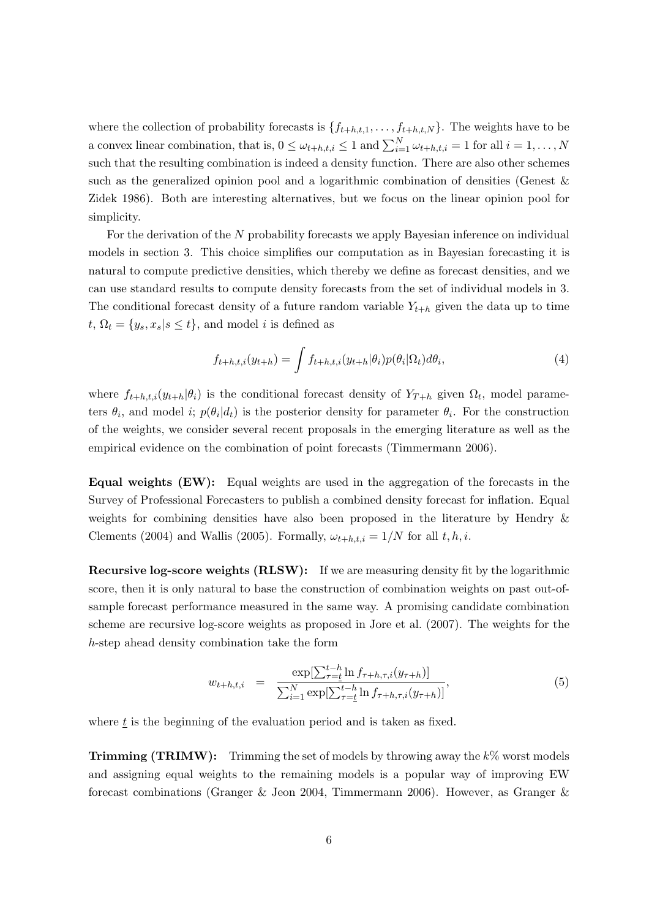where the collection of probability forecasts is $\{f_{t+h,t,1}, \ldots, f_{t+h,t,N}\}$. The weights have to be a convex linear combination, that is, $0 \leq \omega_{t+h,t,i} \leq 1$ and $\sum_{i=1}^{N} \omega_{t+h,t,i} = 1$ for all $i = 1, \ldots, N$ such that the resulting combination is indeed a density function. There are also other schemes such as the generalized opinion pool and a logarithmic combination of densities (Genest & Zidek 1986). Both are interesting alternatives, but we focus on the linear opinion pool for simplicity.

For the derivation of the $N$ probability forecasts we apply Bayesian inference on individual models in section 3. This choice simplifies our computation as in Bayesian forecasting it is natural to compute predictive densities, which thereby we define as forecast densities, and we can use standard results to compute density forecasts from the set of individual models in 3. The conditional forecast density of a future random variable $Y_{t+h}$ given the data up to time $t$, $\Omega_t = \{y_s, x_s | s \leq t\}$, and model $i$ is defined as

$$f_{t+h,t,i}(y_{t+h}) = \int f_{t+h,t,i}(y_{t+h}|\theta_i) p(\theta_i|\Omega_t) d\theta_i, \tag{4}$$

where $f_{t+h,t,i}(y_{t+h}|\theta_i)$ is the conditional forecast density of $Y_{T+h}$ given $\Omega_t$, model parameters $\theta_i$, and model $i$; $p(\theta_i|d_t)$ is the posterior density for parameter $\theta_i$. For the construction of the weights, we consider several recent proposals in the emerging literature as well as the empirical evidence on the combination of point forecasts (Timmermann 2006).

**Equal weights (EW):** Equal weights are used in the aggregation of the forecasts in the Survey of Professional Forecasters to publish a combined density forecast for inflation. Equal weights for combining densities have also been proposed in the literature by Hendry & Clements (2004) and Wallis (2005). Formally, $\omega_{t+h,t,i} = 1/N$ for all $t, h, i$.

**Recursive log-score weights (RLSW):** If we are measuring density fit by the logarithmic score, then it is only natural to base the construction of combination weights on past out-of-sample forecast performance measured in the same way. A promising candidate combination scheme are recursive log-score weights as proposed in Jore et al. (2007). The weights for the $h$-step ahead density combination take the form

$$w_{t+h,t,i} \quad = \quad \frac{\exp[\sum_{\tau=\underline{t}}^{t-h} \ln f_{\tau+h,\tau,i}(y_{\tau+h})]}{\sum_{i=1}^{N} \exp[\sum_{\tau=\underline{t}}^{t-h} \ln f_{\tau+h,\tau,i}(y_{\tau+h})]}, \tag{5}$$

where $\underline{t}$ is the beginning of the evaluation period and is taken as fixed.

**Trimming (TRIMW):** Trimming the set of models by throwing away the $k$% worst models and assigning equal weights to the remaining models is a popular way of improving EW forecast combinations (Granger & Jeon 2004, Timmermann 2006). However, as Granger &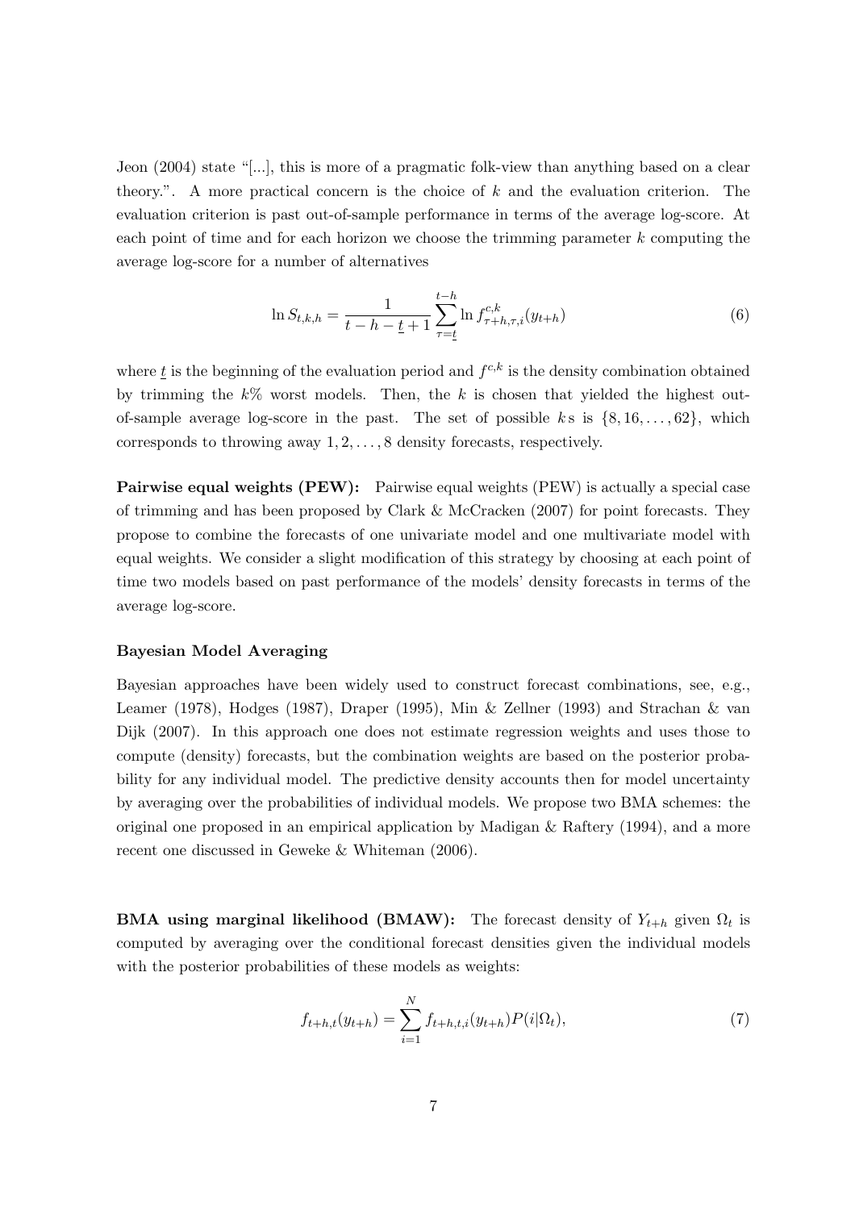Jeon (2004) state "[...], this is more of a pragmatic folk-view than anything based on a clear theory.". A more practical concern is the choice of $k$ and the evaluation criterion. The evaluation criterion is past out-of-sample performance in terms of the average log-score. At each point of time and for each horizon we choose the trimming parameter $k$ computing the average log-score for a number of alternatives

$$\ln S_{t,k,h} = \frac{1}{t-h-\underline{t}+1} \sum_{\tau=\underline{t}}^{t-h} \ln f^{c,k}_{\tau+h,\tau,i}(y_{t+h}) \tag{6}$$

where $\underline{t}$ is the beginning of the evaluation period and $f^{c,k}$ is the density combination obtained by trimming the $k$% worst models. Then, the $k$ is chosen that yielded the highest out-of-sample average log-score in the past. The set of possible $k$s is $\{8, 16, \dots, 62\}$, which corresponds to throwing away $1, 2, \dots, 8$ density forecasts, respectively.

**Pairwise equal weights (PEW):** Pairwise equal weights (PEW) is actually a special case of trimming and has been proposed by Clark & McCracken (2007) for point forecasts. They propose to combine the forecasts of one univariate model and one multivariate model with equal weights. We consider a slight modification of this strategy by choosing at each point of time two models based on past performance of the models' density forecasts in terms of the average log-score.

#### Bayesian Model Averaging

Bayesian approaches have been widely used to construct forecast combinations, see, e.g., Leamer (1978), Hodges (1987), Draper (1995), Min & Zellner (1993) and Strachan & van Dijk (2007). In this approach one does not estimate regression weights and uses those to compute (density) forecasts, but the combination weights are based on the posterior probability for any individual model. The predictive density accounts then for model uncertainty by averaging over the probabilities of individual models. We propose two BMA schemes: the original one proposed in an empirical application by Madigan & Raftery (1994), and a more recent one discussed in Geweke & Whiteman (2006).

**BMA using marginal likelihood (BMAW):** The forecast density of $Y_{t+h}$ given $\Omega_t$ is computed by averaging over the conditional forecast densities given the individual models with the posterior probabilities of these models as weights:

$$f_{t+h,t}(y_{t+h}) = \sum_{i=1}^{N} f_{t+h,t,i}(y_{t+h}) P(i|\Omega_t), \tag{7}$$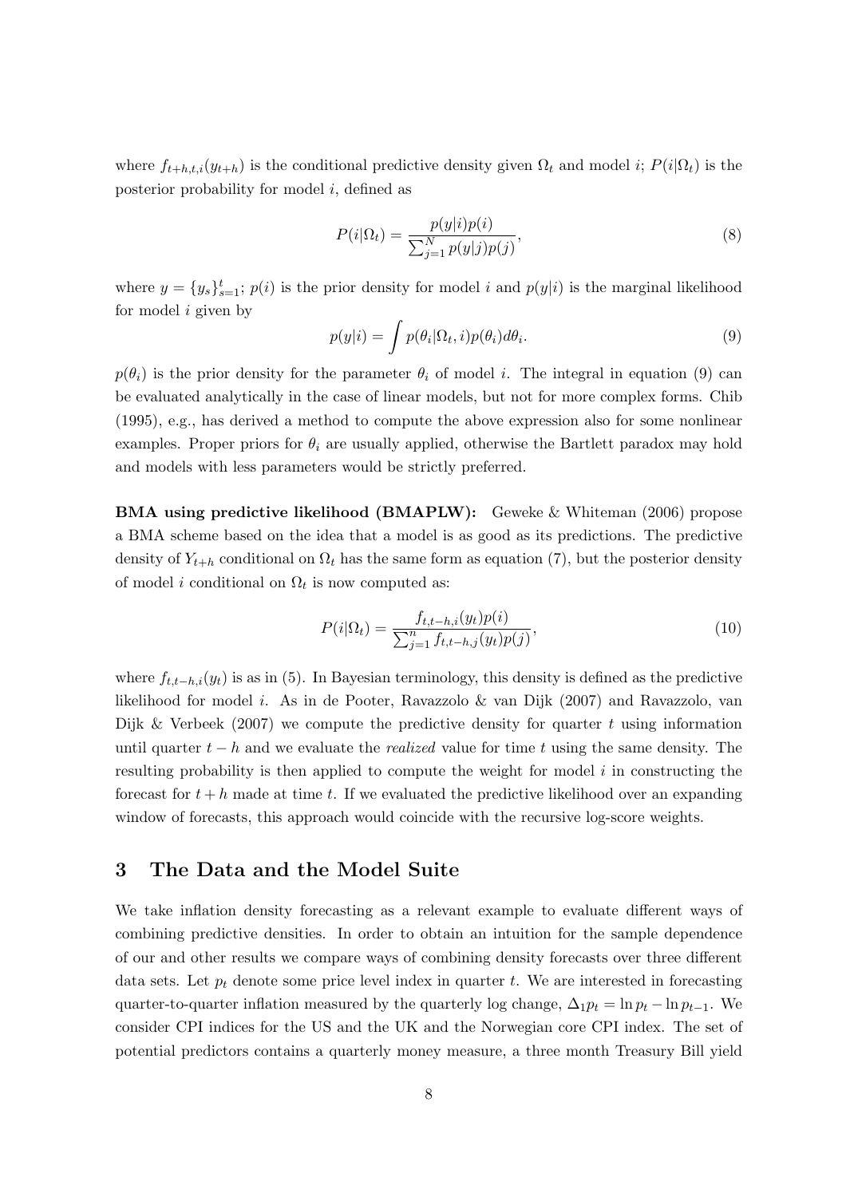where $f_{t+h,t,i}(y_{t+h})$ is the conditional predictive density given $\Omega_t$ and model $i$; $P(i|\Omega_t)$ is the posterior probability for model $i$, defined as

$$P(i|\Omega_t) = \frac{p(y|i)p(i)}{\sum_{j=1}^{N} p(y|j)p(j)}, \tag{8}$$

where $y = \{y_s\}_{s=1}^{t}$; $p(i)$ is the prior density for model $i$ and $p(y|i)$ is the marginal likelihood for model $i$ given by

$$p(y|i) = \int p(\theta_i|\Omega_t, i)p(\theta_i)d\theta_i. \tag{9}$$

$p(\theta_i)$ is the prior density for the parameter $\theta_i$ of model $i$. The integral in equation (9) can be evaluated analytically in the case of linear models, but not for more complex forms. Chib (1995), e.g., has derived a method to compute the above expression also for some nonlinear examples. Proper priors for $\theta_i$ are usually applied, otherwise the Bartlett paradox may hold and models with less parameters would be strictly preferred.

**BMA using predictive likelihood (BMAPLW):** Geweke & Whiteman (2006) propose a BMA scheme based on the idea that a model is as good as its predictions. The predictive density of $Y_{t+h}$ conditional on $\Omega_t$ has the same form as equation (7), but the posterior density of model $i$ conditional on $\Omega_t$ is now computed as:

$$P(i|\Omega_t) = \frac{f_{t,t-h,i}(y_t)p(i)}{\sum_{j=1}^{n} f_{t,t-h,j}(y_t)p(j)}, \tag{10}$$

where $f_{t,t-h,i}(y_t)$ is as in (5). In Bayesian terminology, this density is defined as the predictive likelihood for model $i$. As in de Pooter, Ravazzolo & van Dijk (2007) and Ravazzolo, van Dijk & Verbeek (2007) we compute the predictive density for quarter $t$ using information until quarter $t-h$ and we evaluate the *realized* value for time $t$ using the same density. The resulting probability is then applied to compute the weight for model $i$ in constructing the forecast for $t+h$ made at time $t$. If we evaluated the predictive likelihood over an expanding window of forecasts, this approach would coincide with the recursive log-score weights.

## 3 The Data and the Model Suite

We take inflation density forecasting as a relevant example to evaluate different ways of combining predictive densities. In order to obtain an intuition for the sample dependence of our and other results we compare ways of combining density forecasts over three different data sets. Let $p_t$ denote some price level index in quarter $t$. We are interested in forecasting quarter-to-quarter inflation measured by the quarterly log change, $\Delta_1 p_t = \ln p_t - \ln p_{t-1}$. We consider CPI indices for the US and the UK and the Norwegian core CPI index. The set of potential predictors contains a quarterly money measure, a three month Treasury Bill yield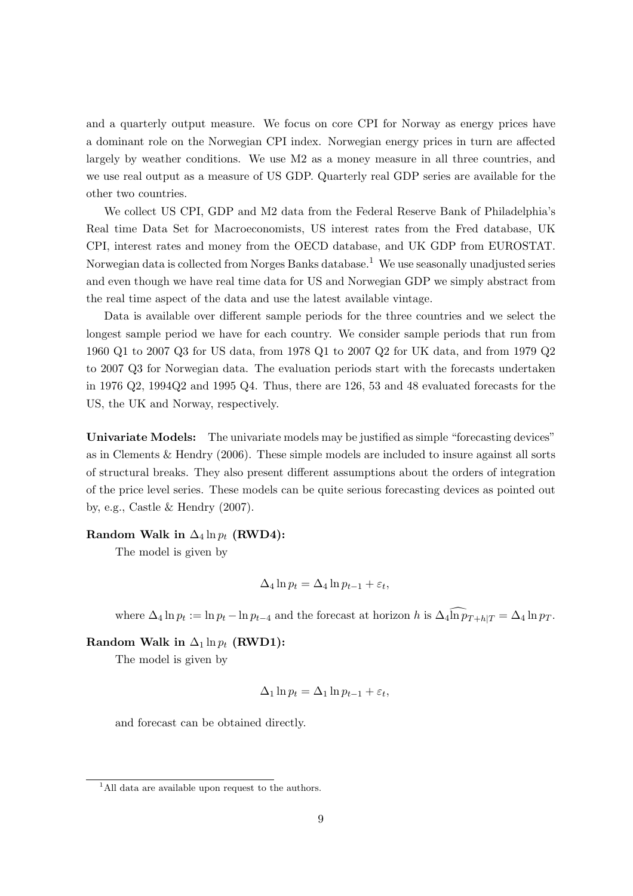and a quarterly output measure. We focus on core CPI for Norway as energy prices have a dominant role on the Norwegian CPI index. Norwegian energy prices in turn are affected largely by weather conditions. We use M2 as a money measure in all three countries, and we use real output as a measure of US GDP. Quarterly real GDP series are available for the other two countries.

We collect US CPI, GDP and M2 data from the Federal Reserve Bank of Philadelphia's Real time Data Set for Macroeconomists, US interest rates from the Fred database, UK CPI, interest rates and money from the OECD database, and UK GDP from EUROSTAT. Norwegian data is collected from Norges Banks database.[1] We use seasonally unadjusted series and even though we have real time data for US and Norwegian GDP we simply abstract from the real time aspect of the data and use the latest available vintage.

Data is available over different sample periods for the three countries and we select the longest sample period we have for each country. We consider sample periods that run from 1960 Q1 to 2007 Q3 for US data, from 1978 Q1 to 2007 Q2 for UK data, and from 1979 Q2 to 2007 Q3 for Norwegian data. The evaluation periods start with the forecasts undertaken in 1976 Q2, 1994Q2 and 1995 Q4. Thus, there are 126, 53 and 48 evaluated forecasts for the US, the UK and Norway, respectively.

**Univariate Models:** The univariate models may be justified as simple "forecasting devices" as in Clements & Hendry (2006). These simple models are included to insure against all sorts of structural breaks. They also present different assumptions about the orders of integration of the price level series. These models can be quite serious forecasting devices as pointed out by, e.g., Castle & Hendry (2007).

**Random Walk in $\Delta_4 \ln p_t$ (RWD4):**

The model is given by

$$\Delta_4 \ln p_t = \Delta_4 \ln p_{t-1} + \varepsilon_t,$$

where $\Delta_4 \ln p_t := \ln p_t - \ln p_{t-4}$ and the forecast at horizon $h$ is $\widehat{\Delta_4 \ln p}_{T+h|T} = \Delta_4 \ln p_T$.

**Random Walk in $\Delta_1 \ln p_t$ (RWD1):**

The model is given by

$$\Delta_1 \ln p_t = \Delta_1 \ln p_{t-1} + \varepsilon_t,$$

and forecast can be obtained directly.

[1] All data are available upon request to the authors.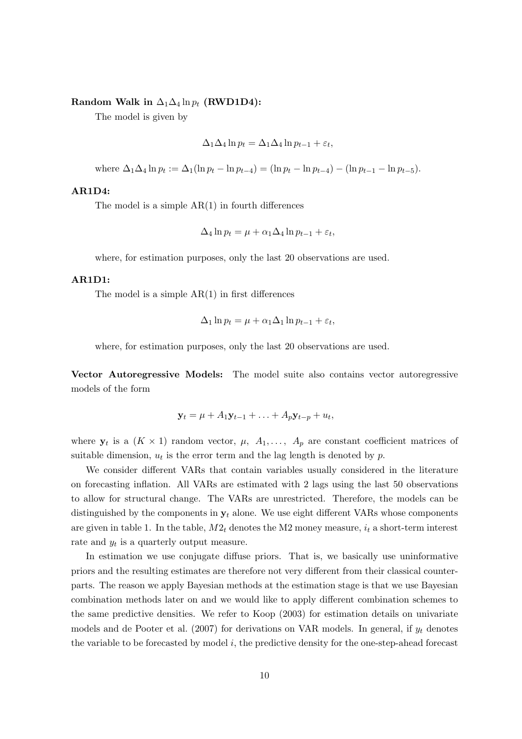**Random Walk in $\Delta_1\Delta_4 \ln p_t$ (RWD1D4):**

The model is given by

$$\Delta_1\Delta_4 \ln p_t = \Delta_1\Delta_4 \ln p_{t-1} + \varepsilon_t,$$

where $\Delta_1\Delta_4 \ln p_t := \Delta_1(\ln p_t - \ln p_{t-4}) = (\ln p_t - \ln p_{t-4}) - (\ln p_{t-1} - \ln p_{t-5})$.

**AR1D4:**

The model is a simple AR(1) in fourth differences

$$\Delta_4 \ln p_t = \mu + \alpha_1 \Delta_4 \ln p_{t-1} + \varepsilon_t,$$

where, for estimation purposes, only the last 20 observations are used.

**AR1D1:**

The model is a simple AR(1) in first differences

$$\Delta_1 \ln p_t = \mu + \alpha_1 \Delta_1 \ln p_{t-1} + \varepsilon_t,$$

where, for estimation purposes, only the last 20 observations are used.

**Vector Autoregressive Models:** The model suite also contains vector autoregressive models of the form

$$\mathbf{y}_t = \mu + A_1 \mathbf{y}_{t-1} + \ldots + A_p \mathbf{y}_{t-p} + u_t,$$

where $\mathbf{y}_t$ is a $(K \times 1)$ random vector, $\mu$, $A_1, \ldots,$ $A_p$ are constant coefficient matrices of suitable dimension, $u_t$ is the error term and the lag length is denoted by $p$.

We consider different VARs that contain variables usually considered in the literature on forecasting inflation. All VARs are estimated with 2 lags using the last 50 observations to allow for structural change. The VARs are unrestricted. Therefore, the models can be distinguished by the components in $\mathbf{y}_t$ alone. We use eight different VARs whose components are given in table 1. In the table, $M2_t$ denotes the M2 money measure, $i_t$ a short-term interest rate and $y_t$ is a quarterly output measure.

In estimation we use conjugate diffuse priors. That is, we basically use uninformative priors and the resulting estimates are therefore not very different from their classical counterparts. The reason we apply Bayesian methods at the estimation stage is that we use Bayesian combination methods later on and we would like to apply different combination schemes to the same predictive densities. We refer to Koop (2003) for estimation details on univariate models and de Pooter et al. (2007) for derivations on VAR models. In general, if $y_t$ denotes the variable to be forecasted by model $i$, the predictive density for the one-step-ahead forecast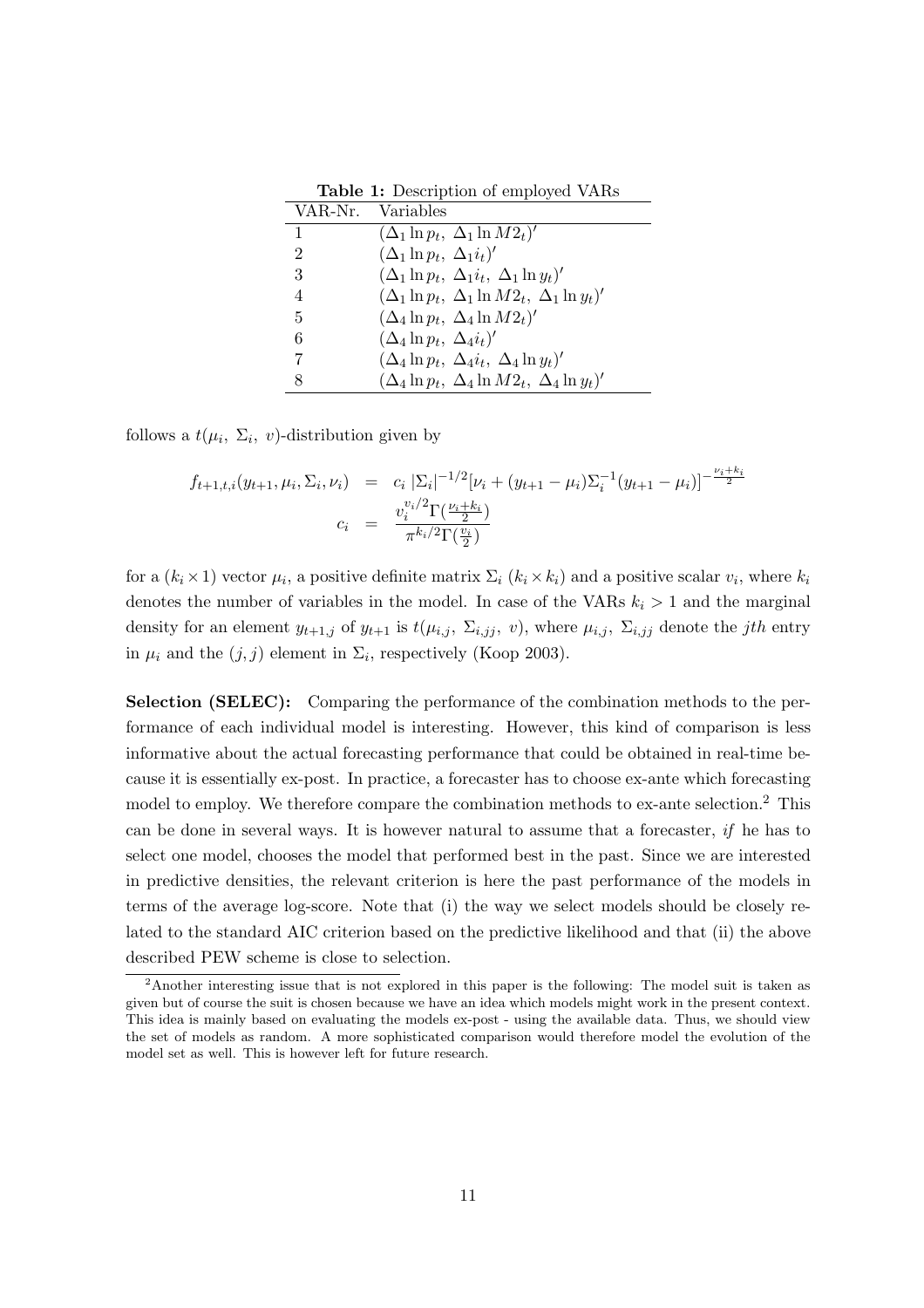**Table 1:** Description of employed VARs

| VAR-Nr. | Variables |
|---|---|
| 1 | $(\Delta_1 \ln p_t,\ \Delta_1 \ln M2_t)'$ |
| 2 | $(\Delta_1 \ln p_t,\ \Delta_1 i_t)'$ |
| 3 | $(\Delta_1 \ln p_t,\ \Delta_1 i_t,\ \Delta_1 \ln y_t)'$ |
| 4 | $(\Delta_1 \ln p_t,\ \Delta_1 \ln M2_t,\ \Delta_1 \ln y_t)'$ |
| 5 | $(\Delta_4 \ln p_t,\ \Delta_4 \ln M2_t)'$ |
| 6 | $(\Delta_4 \ln p_t,\ \Delta_4 i_t)'$ |
| 7 | $(\Delta_4 \ln p_t,\ \Delta_4 i_t,\ \Delta_4 \ln y_t)'$ |
| 8 | $(\Delta_4 \ln p_t,\ \Delta_4 \ln M2_t,\ \Delta_4 \ln y_t)'$ |

follows a $t(\mu_i,\ \Sigma_i,\ v)$-distribution given by

$$
\begin{aligned}
f_{t+1,t,i}(y_{t+1}, \mu_i, \Sigma_i, \nu_i) &= c_i\ |\Sigma_i|^{-1/2}[\nu_i + (y_{t+1} - \mu_i)\Sigma_i^{-1}(y_{t+1} - \mu_i)]^{-\frac{\nu_i + k_i}{2}} \\
c_i &= \frac{v_i^{v_i/2}\Gamma(\frac{\nu_i + k_i}{2})}{\pi^{k_i/2}\Gamma(\frac{v_i}{2})}
\end{aligned}
$$

for a $(k_i \times 1)$ vector $\mu_i$, a positive definite matrix $\Sigma_i$ $(k_i \times k_i)$ and a positive scalar $v_i$, where $k_i$ denotes the number of variables in the model. In case of the VARs $k_i > 1$ and the marginal density for an element $y_{t+1,j}$ of $y_{t+1}$ is $t(\mu_{i,j},\ \Sigma_{i,jj},\ v)$, where $\mu_{i,j}$, $\Sigma_{i,jj}$ denote the $jth$ entry in $\mu_i$ and the $(j, j)$ element in $\Sigma_i$, respectively (Koop 2003).

**Selection (SELEC):** Comparing the performance of the combination methods to the performance of each individual model is interesting. However, this kind of comparison is less informative about the actual forecasting performance that could be obtained in real-time because it is essentially ex-post. In practice, a forecaster has to choose ex-ante which forecasting model to employ. We therefore compare the combination methods to ex-ante selection.[2] This can be done in several ways. It is however natural to assume that a forecaster, *if* he has to select one model, chooses the model that performed best in the past. Since we are interested in predictive densities, the relevant criterion is here the past performance of the models in terms of the average log-score. Note that (i) the way we select models should be closely related to the standard AIC criterion based on the predictive likelihood and that (ii) the above described PEW scheme is close to selection.

[2]Another interesting issue that is not explored in this paper is the following: The model suit is taken as given but of course the suit is chosen because we have an idea which models might work in the present context. This idea is mainly based on evaluating the models ex-post - using the available data. Thus, we should view the set of models as random. A more sophisticated comparison would therefore model the evolution of the model set as well. This is however left for future research.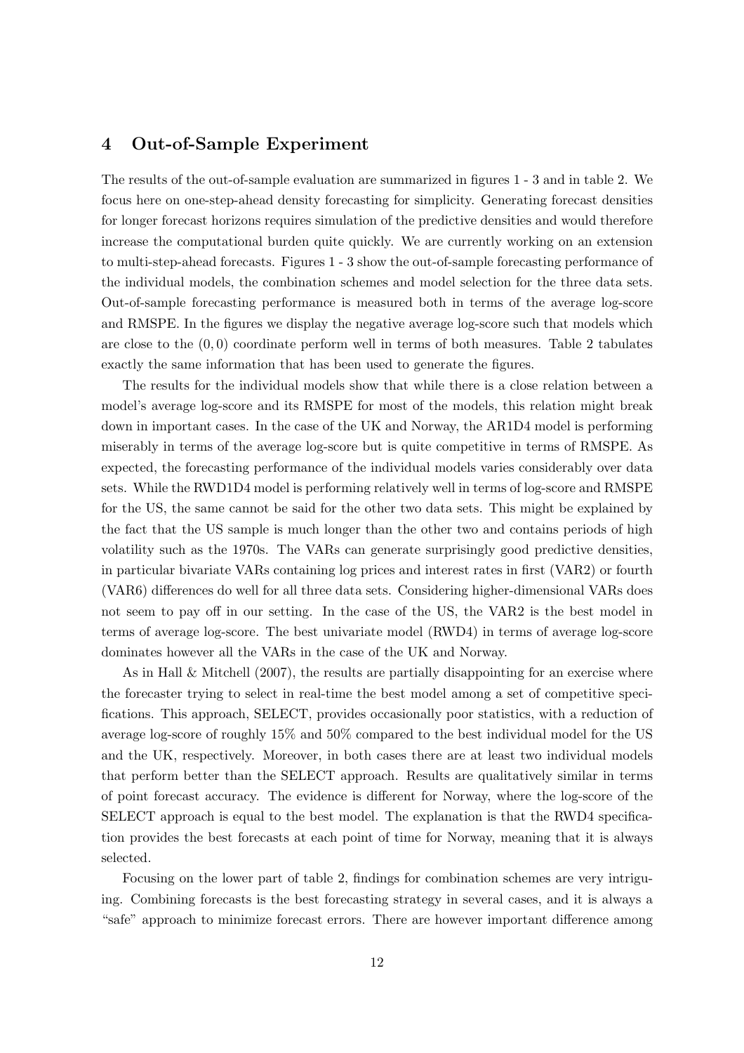## 4 Out-of-Sample Experiment

The results of the out-of-sample evaluation are summarized in figures 1 - 3 and in table 2. We focus here on one-step-ahead density forecasting for simplicity. Generating forecast densities for longer forecast horizons requires simulation of the predictive densities and would therefore increase the computational burden quite quickly. We are currently working on an extension to multi-step-ahead forecasts. Figures 1 - 3 show the out-of-sample forecasting performance of the individual models, the combination schemes and model selection for the three data sets. Out-of-sample forecasting performance is measured both in terms of the average log-score and RMSPE. In the figures we display the negative average log-score such that models which are close to the $(0, 0)$ coordinate perform well in terms of both measures. Table 2 tabulates exactly the same information that has been used to generate the figures.

The results for the individual models show that while there is a close relation between a model's average log-score and its RMSPE for most of the models, this relation might break down in important cases. In the case of the UK and Norway, the AR1D4 model is performing miserably in terms of the average log-score but is quite competitive in terms of RMSPE. As expected, the forecasting performance of the individual models varies considerably over data sets. While the RWD1D4 model is performing relatively well in terms of log-score and RMSPE for the US, the same cannot be said for the other two data sets. This might be explained by the fact that the US sample is much longer than the other two and contains periods of high volatility such as the 1970s. The VARs can generate surprisingly good predictive densities, in particular bivariate VARs containing log prices and interest rates in first (VAR2) or fourth (VAR6) differences do well for all three data sets. Considering higher-dimensional VARs does not seem to pay off in our setting. In the case of the US, the VAR2 is the best model in terms of average log-score. The best univariate model (RWD4) in terms of average log-score dominates however all the VARs in the case of the UK and Norway.

As in Hall & Mitchell (2007), the results are partially disappointing for an exercise where the forecaster trying to select in real-time the best model among a set of competitive specifications. This approach, SELECT, provides occasionally poor statistics, with a reduction of average log-score of roughly 15% and 50% compared to the best individual model for the US and the UK, respectively. Moreover, in both cases there are at least two individual models that perform better than the SELECT approach. Results are qualitatively similar in terms of point forecast accuracy. The evidence is different for Norway, where the log-score of the SELECT approach is equal to the best model. The explanation is that the RWD4 specification provides the best forecasts at each point of time for Norway, meaning that it is always selected.

Focusing on the lower part of table 2, findings for combination schemes are very intriguing. Combining forecasts is the best forecasting strategy in several cases, and it is always a "safe" approach to minimize forecast errors. There are however important difference among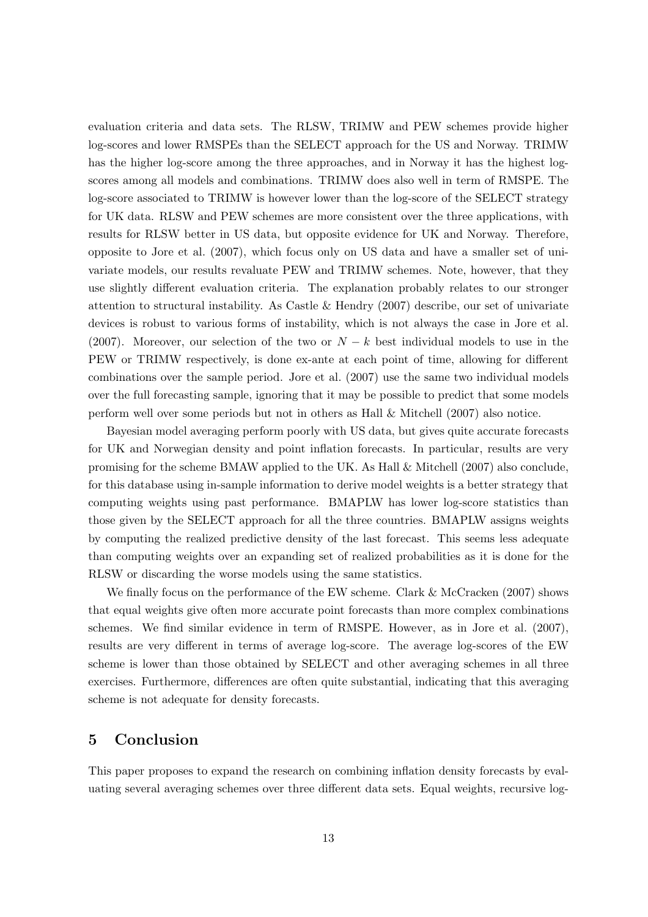evaluation criteria and data sets. The RLSW, TRIMW and PEW schemes provide higher log-scores and lower RMSPEs than the SELECT approach for the US and Norway. TRIMW has the higher log-score among the three approaches, and in Norway it has the highest log-scores among all models and combinations. TRIMW does also well in term of RMSPE. The log-score associated to TRIMW is however lower than the log-score of the SELECT strategy for UK data. RLSW and PEW schemes are more consistent over the three applications, with results for RLSW better in US data, but opposite evidence for UK and Norway. Therefore, opposite to Jore et al. (2007), which focus only on US data and have a smaller set of univariate models, our results revaluate PEW and TRIMW schemes. Note, however, that they use slightly different evaluation criteria. The explanation probably relates to our stronger attention to structural instability. As Castle & Hendry (2007) describe, our set of univariate devices is robust to various forms of instability, which is not always the case in Jore et al. (2007). Moreover, our selection of the two or $N - k$ best individual models to use in the PEW or TRIMW respectively, is done ex-ante at each point of time, allowing for different combinations over the sample period. Jore et al. (2007) use the same two individual models over the full forecasting sample, ignoring that it may be possible to predict that some models perform well over some periods but not in others as Hall & Mitchell (2007) also notice.

Bayesian model averaging perform poorly with US data, but gives quite accurate forecasts for UK and Norwegian density and point inflation forecasts. In particular, results are very promising for the scheme BMAW applied to the UK. As Hall & Mitchell (2007) also conclude, for this database using in-sample information to derive model weights is a better strategy that computing weights using past performance. BMAPLW has lower log-score statistics than those given by the SELECT approach for all the three countries. BMAPLW assigns weights by computing the realized predictive density of the last forecast. This seems less adequate than computing weights over an expanding set of realized probabilities as it is done for the RLSW or discarding the worse models using the same statistics.

We finally focus on the performance of the EW scheme. Clark & McCracken (2007) shows that equal weights give often more accurate point forecasts than more complex combinations schemes. We find similar evidence in term of RMSPE. However, as in Jore et al. (2007), results are very different in terms of average log-score. The average log-scores of the EW scheme is lower than those obtained by SELECT and other averaging schemes in all three exercises. Furthermore, differences are often quite substantial, indicating that this averaging scheme is not adequate for density forecasts.

## 5 Conclusion

This paper proposes to expand the research on combining inflation density forecasts by evaluating several averaging schemes over three different data sets. Equal weights, recursive log-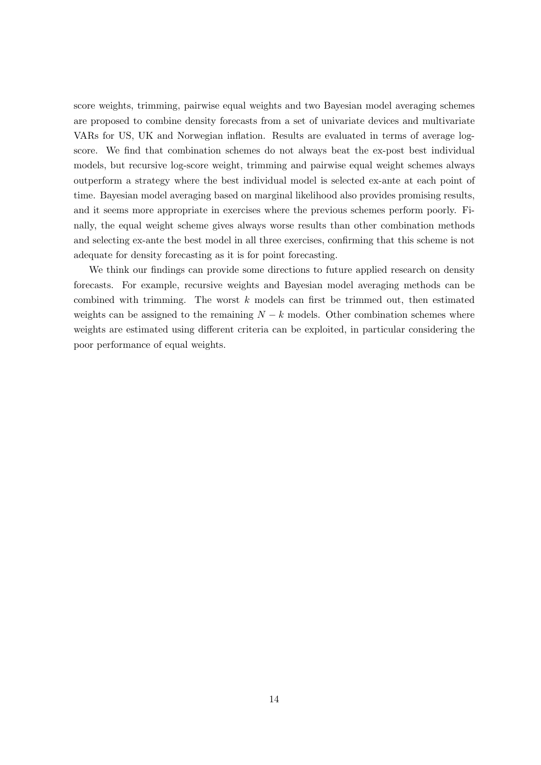score weights, trimming, pairwise equal weights and two Bayesian model averaging schemes are proposed to combine density forecasts from a set of univariate devices and multivariate VARs for US, UK and Norwegian inflation. Results are evaluated in terms of average log-score. We find that combination schemes do not always beat the ex-post best individual models, but recursive log-score weight, trimming and pairwise equal weight schemes always outperform a strategy where the best individual model is selected ex-ante at each point of time. Bayesian model averaging based on marginal likelihood also provides promising results, and it seems more appropriate in exercises where the previous schemes perform poorly. Finally, the equal weight scheme gives always worse results than other combination methods and selecting ex-ante the best model in all three exercises, confirming that this scheme is not adequate for density forecasting as it is for point forecasting.

We think our findings can provide some directions to future applied research on density forecasts. For example, recursive weights and Bayesian model averaging methods can be combined with trimming. The worst $k$ models can first be trimmed out, then estimated weights can be assigned to the remaining $N - k$ models. Other combination schemes where weights are estimated using different criteria can be exploited, in particular considering the poor performance of equal weights.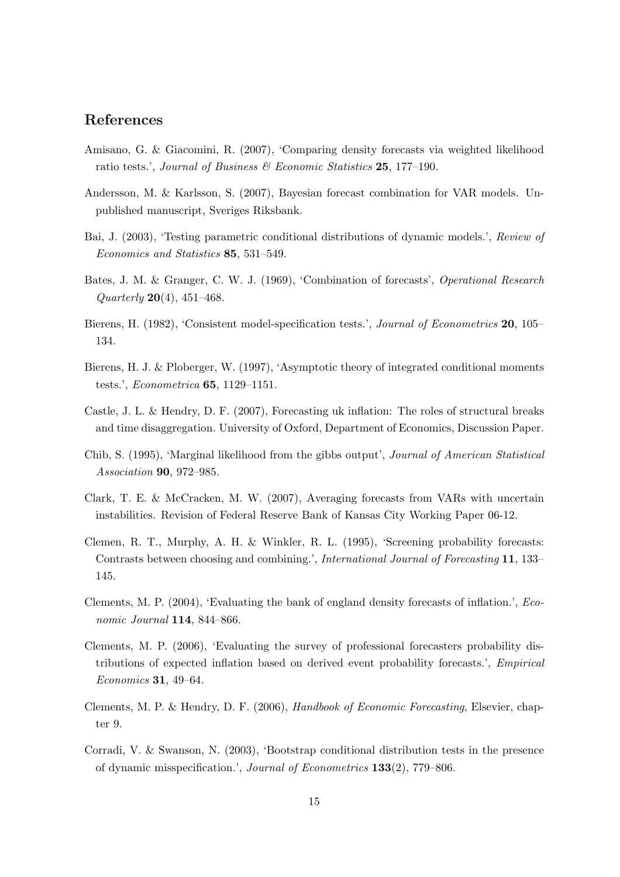## References

Amisano, G. & Giacomini, R. (2007), 'Comparing density forecasts via weighted likelihood ratio tests.', *Journal of Business & Economic Statistics* **25**, 177–190.

Andersson, M. & Karlsson, S. (2007), Bayesian forecast combination for VAR models. Unpublished manuscript, Sveriges Riksbank.

Bai, J. (2003), 'Testing parametric conditional distributions of dynamic models.', *Review of Economics and Statistics* **85**, 531–549.

Bates, J. M. & Granger, C. W. J. (1969), 'Combination of forecasts', *Operational Research Quarterly* **20**(4), 451–468.

Bierens, H. (1982), 'Consistent model-specification tests.', *Journal of Econometrics* **20**, 105–134.

Bierens, H. J. & Ploberger, W. (1997), 'Asymptotic theory of integrated conditional moments tests.', *Econometrica* **65**, 1129–1151.

Castle, J. L. & Hendry, D. F. (2007), Forecasting uk inflation: The roles of structural breaks and time disaggregation. University of Oxford, Department of Economics, Discussion Paper.

Chib, S. (1995), 'Marginal likelihood from the gibbs output', *Journal of American Statistical Association* **90**, 972–985.

Clark, T. E. & McCracken, M. W. (2007), Averaging forecasts from VARs with uncertain instabilities. Revision of Federal Reserve Bank of Kansas City Working Paper 06-12.

Clemen, R. T., Murphy, A. H. & Winkler, R. L. (1995), 'Screening probability forecasts: Contrasts between choosing and combining.', *International Journal of Forecasting* **11**, 133–145.

Clements, M. P. (2004), 'Evaluating the bank of england density forecasts of inflation.', *Economic Journal* **114**, 844–866.

Clements, M. P. (2006), 'Evaluating the survey of professional forecasters probability distributions of expected inflation based on derived event probability forecasts.', *Empirical Economics* **31**, 49–64.

Clements, M. P. & Hendry, D. F. (2006), *Handbook of Economic Forecasting*, Elsevier, chapter 9.

Corradi, V. & Swanson, N. (2003), 'Bootstrap conditional distribution tests in the presence of dynamic misspecification.', *Journal of Econometrics* **133**(2), 779–806.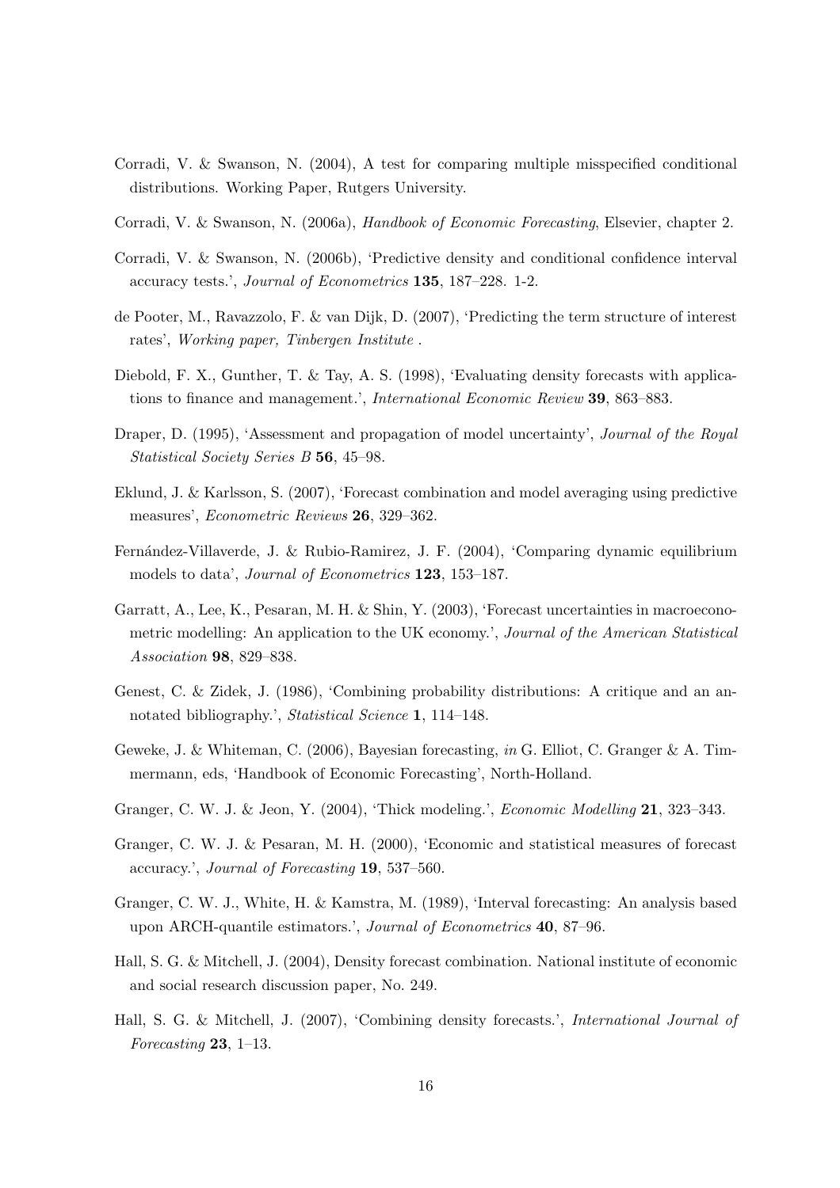Corradi, V. & Swanson, N. (2004), A test for comparing multiple misspecified conditional distributions. Working Paper, Rutgers University.

Corradi, V. & Swanson, N. (2006a), *Handbook of Economic Forecasting*, Elsevier, chapter 2.

Corradi, V. & Swanson, N. (2006b), 'Predictive density and conditional confidence interval accuracy tests.', *Journal of Econometrics* **135**, 187–228. 1-2.

de Pooter, M., Ravazzolo, F. & van Dijk, D. (2007), 'Predicting the term structure of interest rates', *Working paper, Tinbergen Institute* .

Diebold, F. X., Gunther, T. & Tay, A. S. (1998), 'Evaluating density forecasts with applications to finance and management.', *International Economic Review* **39**, 863–883.

Draper, D. (1995), 'Assessment and propagation of model uncertainty', *Journal of the Royal Statistical Society Series B* **56**, 45–98.

Eklund, J. & Karlsson, S. (2007), 'Forecast combination and model averaging using predictive measures', *Econometric Reviews* **26**, 329–362.

Fernández-Villaverde, J. & Rubio-Ramirez, J. F. (2004), 'Comparing dynamic equilibrium models to data', *Journal of Econometrics* **123**, 153–187.

Garratt, A., Lee, K., Pesaran, M. H. & Shin, Y. (2003), 'Forecast uncertainties in macroeconometric modelling: An application to the UK economy.', *Journal of the American Statistical Association* **98**, 829–838.

Genest, C. & Zidek, J. (1986), 'Combining probability distributions: A critique and an annotated bibliography.', *Statistical Science* **1**, 114–148.

Geweke, J. & Whiteman, C. (2006), Bayesian forecasting, *in* G. Elliot, C. Granger & A. Timmermann, eds, 'Handbook of Economic Forecasting', North-Holland.

Granger, C. W. J. & Jeon, Y. (2004), 'Thick modeling.', *Economic Modelling* **21**, 323–343.

Granger, C. W. J. & Pesaran, M. H. (2000), 'Economic and statistical measures of forecast accuracy.', *Journal of Forecasting* **19**, 537–560.

Granger, C. W. J., White, H. & Kamstra, M. (1989), 'Interval forecasting: An analysis based upon ARCH-quantile estimators.', *Journal of Econometrics* **40**, 87–96.

Hall, S. G. & Mitchell, J. (2004), Density forecast combination. National institute of economic and social research discussion paper, No. 249.

Hall, S. G. & Mitchell, J. (2007), 'Combining density forecasts.', *International Journal of Forecasting* **23**, 1–13.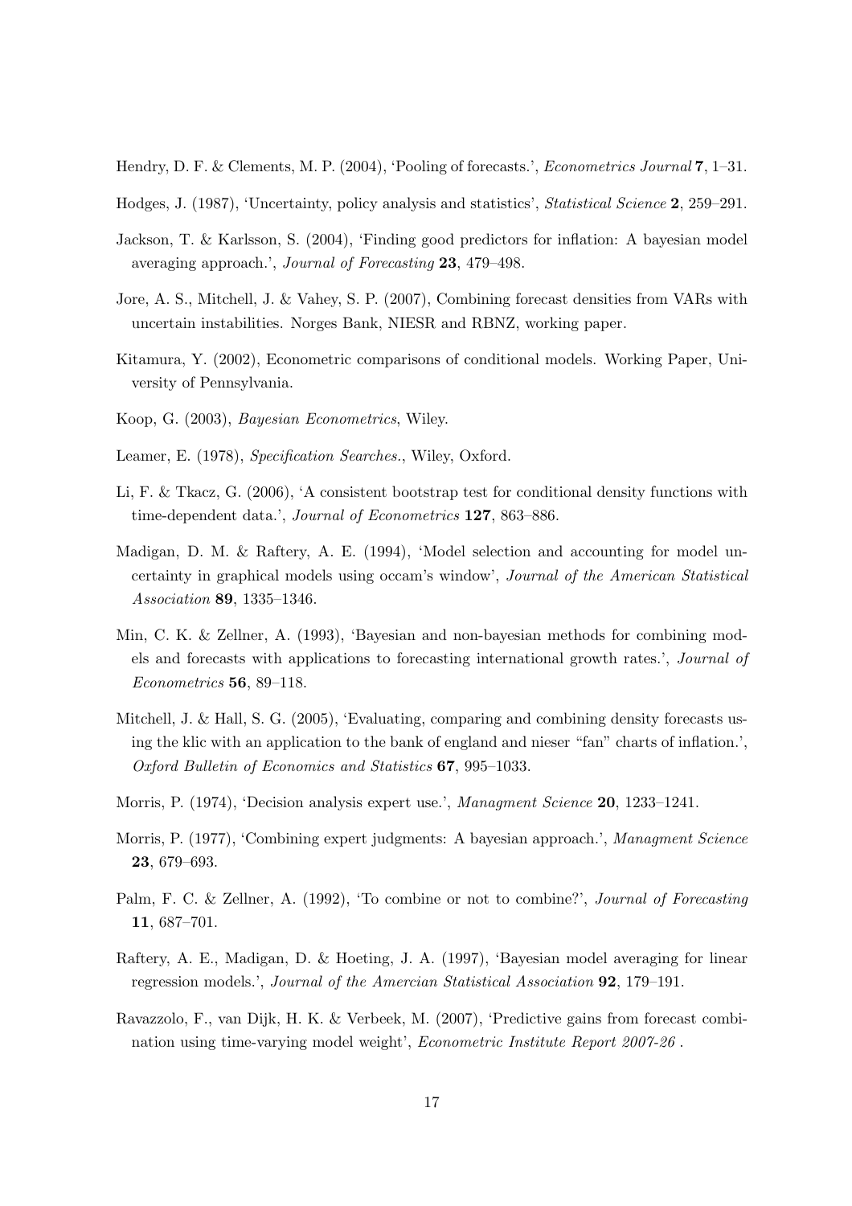Hendry, D. F. & Clements, M. P. (2004), 'Pooling of forecasts.', *Econometrics Journal* **7**, 1–31.

Hodges, J. (1987), 'Uncertainty, policy analysis and statistics', *Statistical Science* **2**, 259–291.

Jackson, T. & Karlsson, S. (2004), 'Finding good predictors for inflation: A bayesian model averaging approach.', *Journal of Forecasting* **23**, 479–498.

Jore, A. S., Mitchell, J. & Vahey, S. P. (2007), Combining forecast densities from VARs with uncertain instabilities. Norges Bank, NIESR and RBNZ, working paper.

Kitamura, Y. (2002), Econometric comparisons of conditional models. Working Paper, University of Pennsylvania.

Koop, G. (2003), *Bayesian Econometrics*, Wiley.

Leamer, E. (1978), *Specification Searches.*, Wiley, Oxford.

Li, F. & Tkacz, G. (2006), 'A consistent bootstrap test for conditional density functions with time-dependent data.', *Journal of Econometrics* **127**, 863–886.

Madigan, D. M. & Raftery, A. E. (1994), 'Model selection and accounting for model uncertainty in graphical models using occam's window', *Journal of the American Statistical Association* **89**, 1335–1346.

Min, C. K. & Zellner, A. (1993), 'Bayesian and non-bayesian methods for combining models and forecasts with applications to forecasting international growth rates.', *Journal of Econometrics* **56**, 89–118.

Mitchell, J. & Hall, S. G. (2005), 'Evaluating, comparing and combining density forecasts using the klic with an application to the bank of england and nieser "fan" charts of inflation.', *Oxford Bulletin of Economics and Statistics* **67**, 995–1033.

Morris, P. (1974), 'Decision analysis expert use.', *Managment Science* **20**, 1233–1241.

Morris, P. (1977), 'Combining expert judgments: A bayesian approach.', *Managment Science* **23**, 679–693.

Palm, F. C. & Zellner, A. (1992), 'To combine or not to combine?', *Journal of Forecasting* **11**, 687–701.

Raftery, A. E., Madigan, D. & Hoeting, J. A. (1997), 'Bayesian model averaging for linear regression models.', *Journal of the Amercian Statistical Association* **92**, 179–191.

Ravazzolo, F., van Dijk, H. K. & Verbeek, M. (2007), 'Predictive gains from forecast combination using time-varying model weight', *Econometric Institute Report 2007-26* .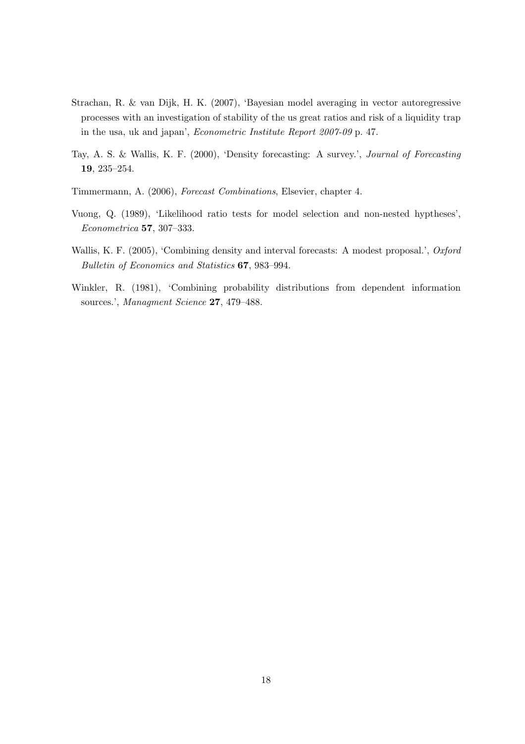Strachan, R. & van Dijk, H. K. (2007), 'Bayesian model averaging in vector autoregressive processes with an investigation of stability of the us great ratios and risk of a liquidity trap in the usa, uk and japan', *Econometric Institute Report 2007-09* p. 47.

Tay, A. S. & Wallis, K. F. (2000), 'Density forecasting: A survey.', *Journal of Forecasting* **19**, 235–254.

Timmermann, A. (2006), *Forecast Combinations*, Elsevier, chapter 4.

Vuong, Q. (1989), 'Likelihood ratio tests for model selection and non-nested hyptheses', *Econometrica* **57**, 307–333.

Wallis, K. F. (2005), 'Combining density and interval forecasts: A modest proposal.', *Oxford Bulletin of Economics and Statistics* **67**, 983–994.

Winkler, R. (1981), 'Combining probability distributions from dependent information sources.', *Managment Science* **27**, 479–488.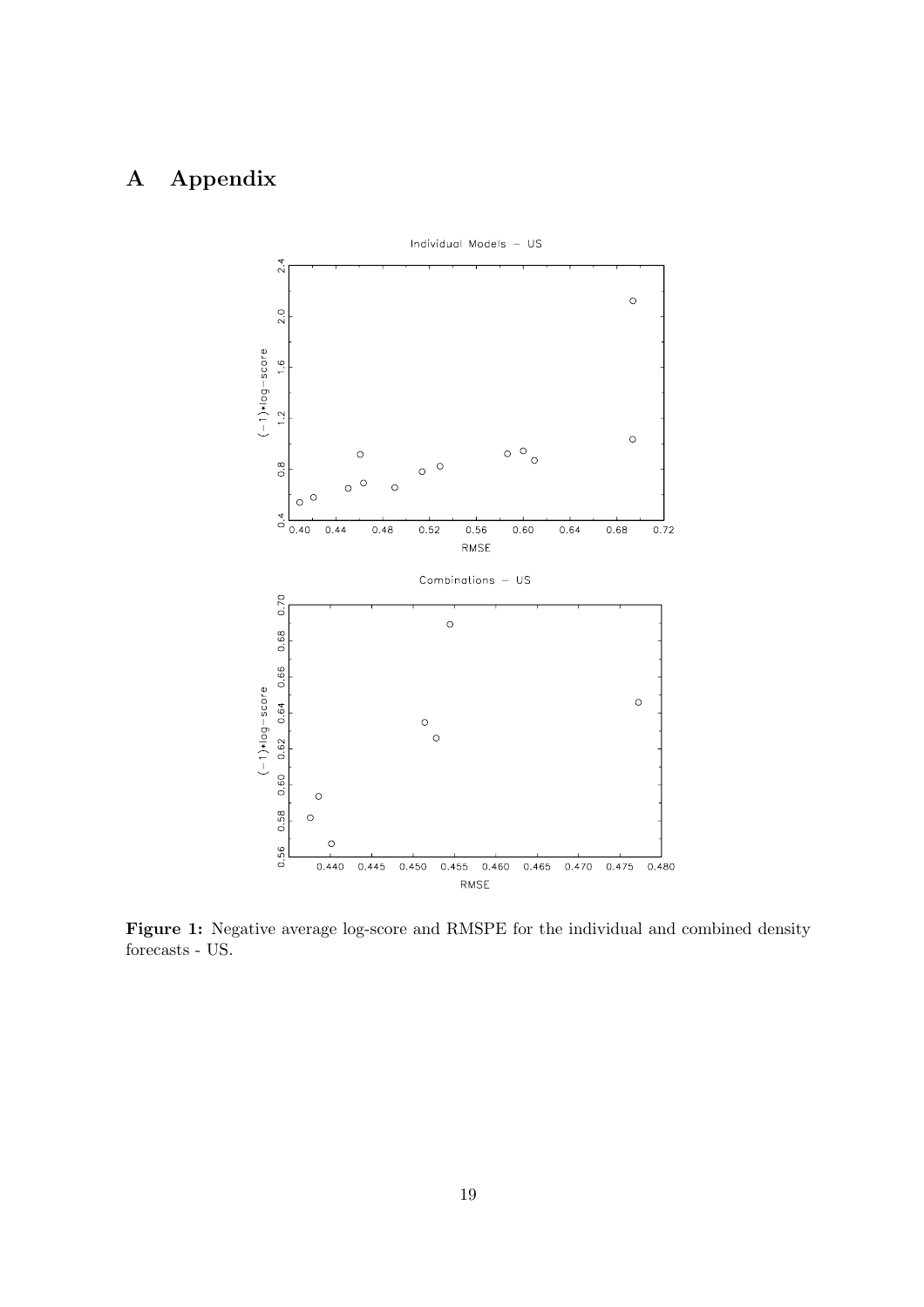# A Appendix

**Figure 1:** Negative average log-score and RMSPE for the individual and combined density forecasts - US.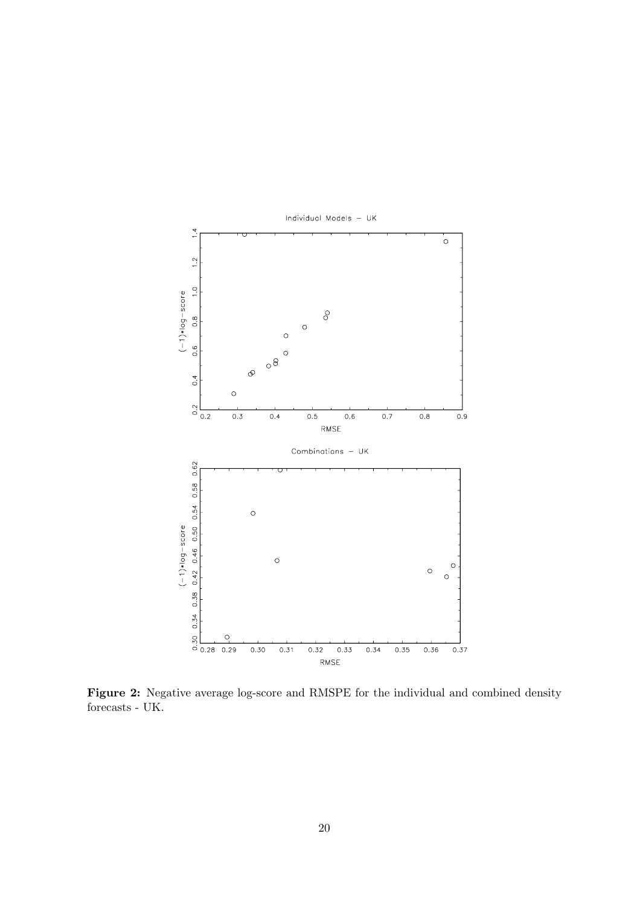**Figure 2:** Negative average log-score and RMSPE for the individual and combined density forecasts - UK.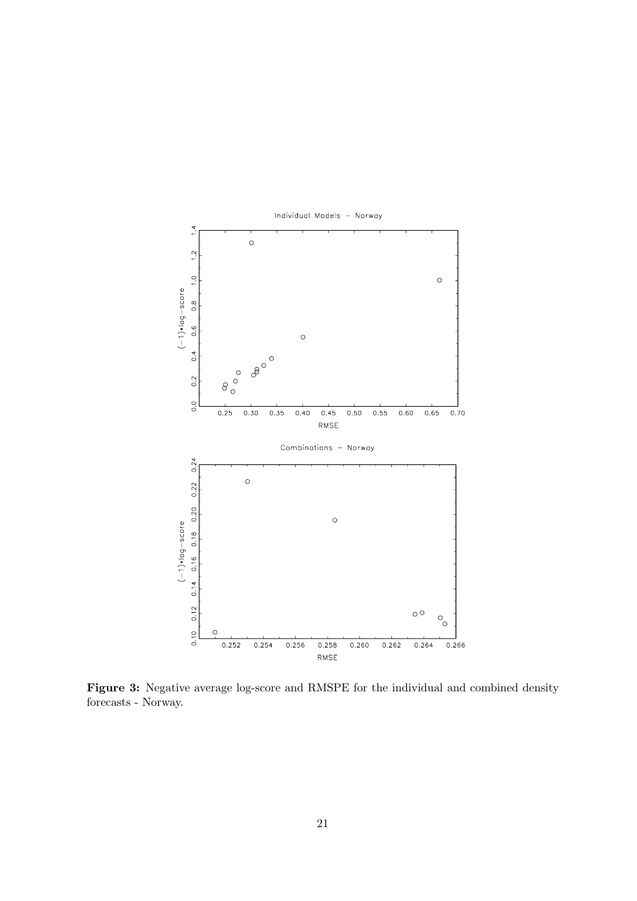**Figure 3:** Negative average log-score and RMSPE for the individual and combined density forecasts - Norway.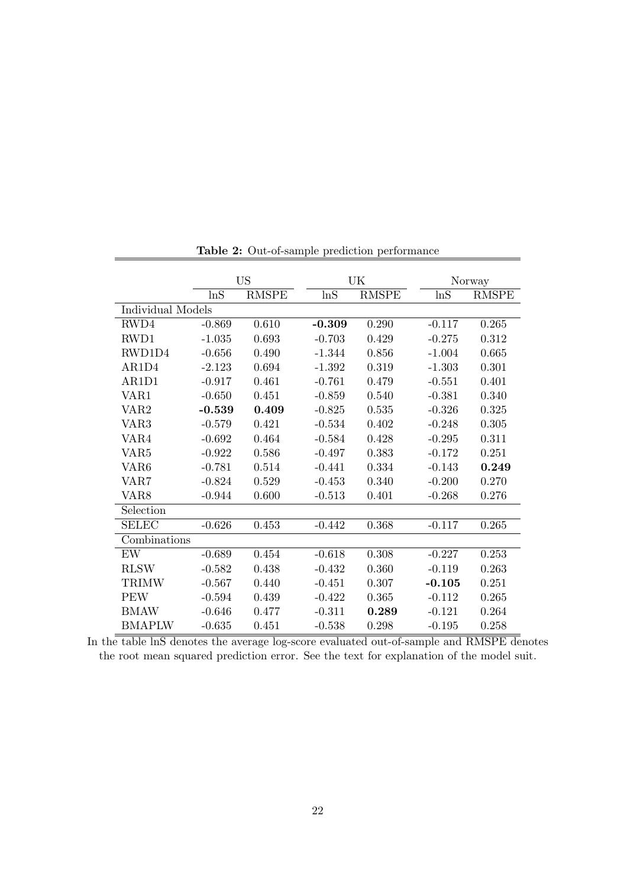**Table 2:** Out-of-sample prediction performance

| | US | | UK | | Norway | |
|---|---|---|---|---|---|---|
| | lnS | RMSPE | lnS | RMSPE | lnS | RMSPE |
| Individual Models | | | | | | |
| RWD4 | -0.869 | 0.610 | **-0.309** | 0.290 | -0.117 | 0.265 |
| RWD1 | -1.035 | 0.693 | -0.703 | 0.429 | -0.275 | 0.312 |
| RWD1D4 | -0.656 | 0.490 | -1.344 | 0.856 | -1.004 | 0.665 |
| AR1D4 | -2.123 | 0.694 | -1.392 | 0.319 | -1.303 | 0.301 |
| AR1D1 | -0.917 | 0.461 | -0.761 | 0.479 | -0.551 | 0.401 |
| VAR1 | -0.650 | 0.451 | -0.859 | 0.540 | -0.381 | 0.340 |
| VAR2 | **-0.539** | **0.409** | -0.825 | 0.535 | -0.326 | 0.325 |
| VAR3 | -0.579 | 0.421 | -0.534 | 0.402 | -0.248 | 0.305 |
| VAR4 | -0.692 | 0.464 | -0.584 | 0.428 | -0.295 | 0.311 |
| VAR5 | -0.922 | 0.586 | -0.497 | 0.383 | -0.172 | 0.251 |
| VAR6 | -0.781 | 0.514 | -0.441 | 0.334 | -0.143 | **0.249** |
| VAR7 | -0.824 | 0.529 | -0.453 | 0.340 | -0.200 | 0.270 |
| VAR8 | -0.944 | 0.600 | -0.513 | 0.401 | -0.268 | 0.276 |
| Selection | | | | | | |
| SELEC | -0.626 | 0.453 | -0.442 | 0.368 | -0.117 | 0.265 |
| Combinations | | | | | | |
| EW | -0.689 | 0.454 | -0.618 | 0.308 | -0.227 | 0.253 |
| RLSW | -0.582 | 0.438 | -0.432 | 0.360 | -0.119 | 0.263 |
| TRIMW | -0.567 | 0.440 | -0.451 | 0.307 | **-0.105** | 0.251 |
| PEW | -0.594 | 0.439 | -0.422 | 0.365 | -0.112 | 0.265 |
| BMAW | -0.646 | 0.477 | -0.311 | **0.289** | -0.121 | 0.264 |
| BMAPLW | -0.635 | 0.451 | -0.538 | 0.298 | -0.195 | 0.258 |

In the table lnS denotes the average log-score evaluated out-of-sample and RMSPE denotes the root mean squared prediction error. See the text for explanation of the model suit.